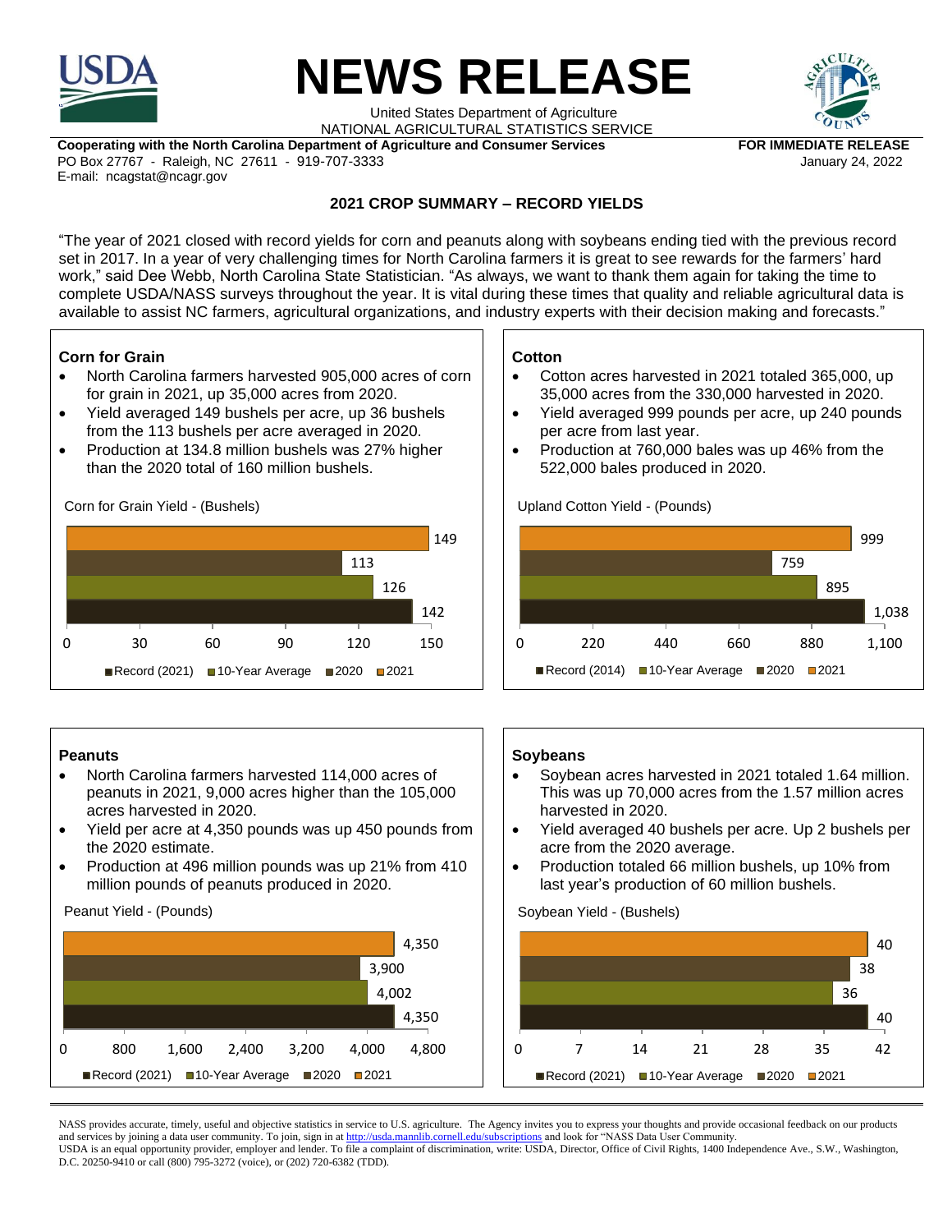# NEWS RELEASE

United States Department of Agriculture
NATIONAL AGRICULTURAL STATISTICS SERVICE

**Cooperating with the North Carolina Department of Agriculture and Consumer Services**
PO Box 27767 - Raleigh, NC 27611 - 919-707-3333
E-mail: ncagstat@ncagr.gov

**FOR IMMEDIATE RELEASE**
January 24, 2022

## 2021 CROP SUMMARY – RECORD YIELDS

"The year of 2021 closed with record yields for corn and peanuts along with soybeans ending tied with the previous record set in 2017. In a year of very challenging times for North Carolina farmers it is great to see rewards for the farmers' hard work," said Dee Webb, North Carolina State Statistician. "As always, we want to thank them again for taking the time to complete USDA/NASS surveys throughout the year. It is vital during these times that quality and reliable agricultural data is available to assist NC farmers, agricultural organizations, and industry experts with their decision making and forecasts."

### Corn for Grain

- North Carolina farmers harvested 905,000 acres of corn for grain in 2021, up 35,000 acres from 2020.
- Yield averaged 149 bushels per acre, up 36 bushels from the 113 bushels per acre averaged in 2020.
- Production at 134.8 million bushels was 27% higher than the 2020 total of 160 million bushels.

Corn for Grain Yield - (Bushels)

| Series | Yield |
|---|---|
| 2021 | 149 |
| 2020 | 113 |
| 10-Year Average | 126 |
| Record (2021) | 142 |

### Cotton

- Cotton acres harvested in 2021 totaled 365,000, up 35,000 acres from the 330,000 harvested in 2020.
- Yield averaged 999 pounds per acre, up 240 pounds per acre from last year.
- Production at 760,000 bales was up 46% from the 522,000 bales produced in 2020.

Upland Cotton Yield - (Pounds)

| Series | Yield |
|---|---|
| 2021 | 999 |
| 2020 | 759 |
| 10-Year Average | 895 |
| Record (2014) | 1,038 |

### Peanuts

- North Carolina farmers harvested 114,000 acres of peanuts in 2021, 9,000 acres higher than the 105,000 acres harvested in 2020.
- Yield per acre at 4,350 pounds was up 450 pounds from the 2020 estimate.
- Production at 496 million pounds was up 21% from 410 million pounds of peanuts produced in 2020.

Peanut Yield - (Pounds)

| Series | Yield |
|---|---|
| 2021 | 4,350 |
| 2020 | 3,900 |
| 10-Year Average | 4,002 |
| Record (2021) | 4,350 |

### Soybeans

- Soybean acres harvested in 2021 totaled 1.64 million. This was up 70,000 acres from the 1.57 million acres harvested in 2020.
- Yield averaged 40 bushels per acre. Up 2 bushels per acre from the 2020 average.
- Production totaled 66 million bushels, up 10% from last year's production of 60 million bushels.

Soybean Yield - (Bushels)

| Series | Yield |
|---|---|
| 2021 | 40 |
| 2020 | 38 |
| 10-Year Average | 36 |
| Record (2021) | 40 |

NASS provides accurate, timely, useful and objective statistics in service to U.S. agriculture. The Agency invites you to express your thoughts and provide occasional feedback on our products and services by joining a data user community. To join, sign in at http://usda.mannlib.cornell.edu/subscriptions and look for "NASS Data User Community.
USDA is an equal opportunity provider, employer and lender. To file a complaint of discrimination, write: USDA, Director, Office of Civil Rights, 1400 Independence Ave., S.W., Washington, D.C. 20250-9410 or call (800) 795-3272 (voice), or (202) 720-6382 (TDD).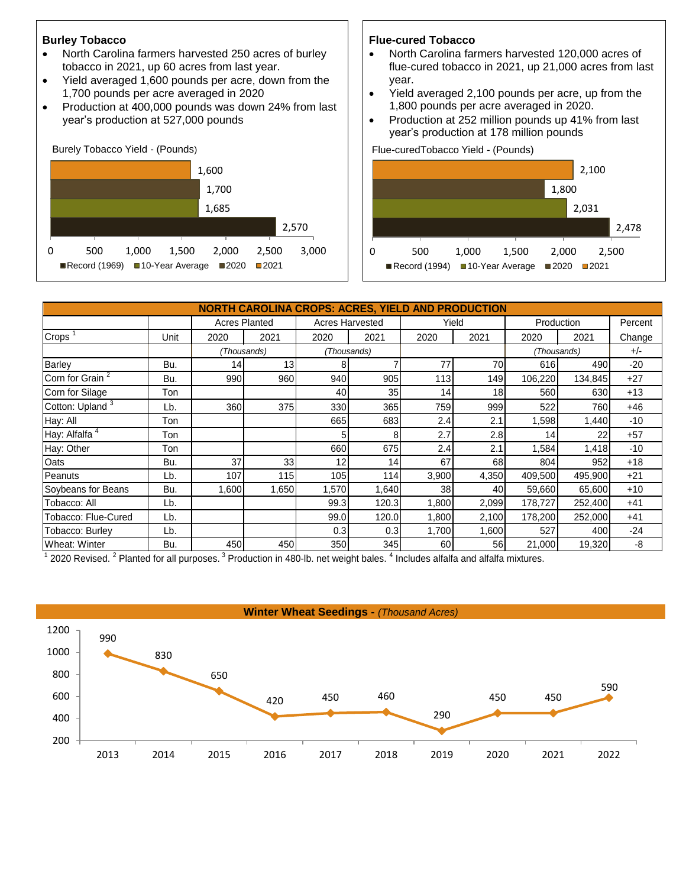## Burley Tobacco

- North Carolina farmers harvested 250 acres of burley tobacco in 2021, up 60 acres from last year.
- Yield averaged 1,600 pounds per acre, down from the 1,700 pounds per acre averaged in 2020
- Production at 400,000 pounds was down 24% from last year's production at 527,000 pounds

Burely Tobacco Yield - (Pounds)

1,600
1,700
1,685
2,570

0 500 1,000 1,500 2,000 2,500 3,000

Record (1969) 10-Year Average 2020 2021

## Flue-cured Tobacco

- North Carolina farmers harvested 120,000 acres of flue-cured tobacco in 2021, up 21,000 acres from last year.
- Yield averaged 2,100 pounds per acre, up from the 1,800 pounds per acre averaged in 2020.
- Production at 252 million pounds up 41% from last year's production at 178 million pounds

Flue-curedTobacco Yield - (Pounds)

2,100
1,800
2,031
2,478

0 500 1,000 1,500 2,000 2,500

Record (1994) 10-Year Average 2020 2021

**NORTH CAROLINA CROPS: ACRES, YIELD AND PRODUCTION**

| Crops [1] | Unit | Acres Planted 2020 | Acres Planted 2021 | Acres Harvested 2020 | Acres Harvested 2021 | Yield 2020 | Yield 2021 | Production 2020 | Production 2021 | Percent Change |
|---|---|---|---|---|---|---|---|---|---|---|
| | | *(Thousands)* | | *(Thousands)* | | | | *(Thousands)* | | +/- |
| Barley | Bu. | 14 | 13 | 8 | 7 | 77 | 70 | 616 | 490 | -20 |
| Corn for Grain [2] | Bu. | 990 | 960 | 940 | 905 | 113 | 149 | 106,220 | 134,845 | +27 |
| Corn for Silage | Ton | | | 40 | 35 | 14 | 18 | 560 | 630 | +13 |
| Cotton: Upland [3] | Lb. | 360 | 375 | 330 | 365 | 759 | 999 | 522 | 760 | +46 |
| Hay: All | Ton | | | 665 | 683 | 2.4 | 2.1 | 1,598 | 1,440 | -10 |
| Hay: Alfalfa [4] | Ton | | | 5 | 8 | 2.7 | 2.8 | 14 | 22 | +57 |
| Hay: Other | Ton | | | 660 | 675 | 2.4 | 2.1 | 1,584 | 1,418 | -10 |
| Oats | Bu. | 37 | 33 | 12 | 14 | 67 | 68 | 804 | 952 | +18 |
| Peanuts | Lb. | 107 | 115 | 105 | 114 | 3,900 | 4,350 | 409,500 | 495,900 | +21 |
| Soybeans for Beans | Bu. | 1,600 | 1,650 | 1,570 | 1,640 | 38 | 40 | 59,660 | 65,600 | +10 |
| Tobacco: All | Lb. | | | 99.3 | 120.3 | 1,800 | 2,099 | 178,727 | 252,400 | +41 |
| Tobacco: Flue-Cured | Lb. | | | 99.0 | 120.0 | 1,800 | 2,100 | 178,200 | 252,000 | +41 |
| Tobacco: Burley | Lb. | | | 0.3 | 0.3 | 1,700 | 1,600 | 527 | 400 | -24 |
| Wheat: Winter | Bu. | 450 | 450 | 350 | 345 | 60 | 56 | 21,000 | 19,320 | -8 |

[1] 2020 Revised. [2] Planted for all purposes. [3] Production in 480-lb. net weight bales. [4] Includes alfalfa and alfalfa mixtures.

**Winter Wheat Seedings -** *(Thousand Acres)*

1200
1000
800
600
400
200

990 830 650 420 450 460 290 450 450 590

2013 2014 2015 2016 2017 2018 2019 2020 2021 2022